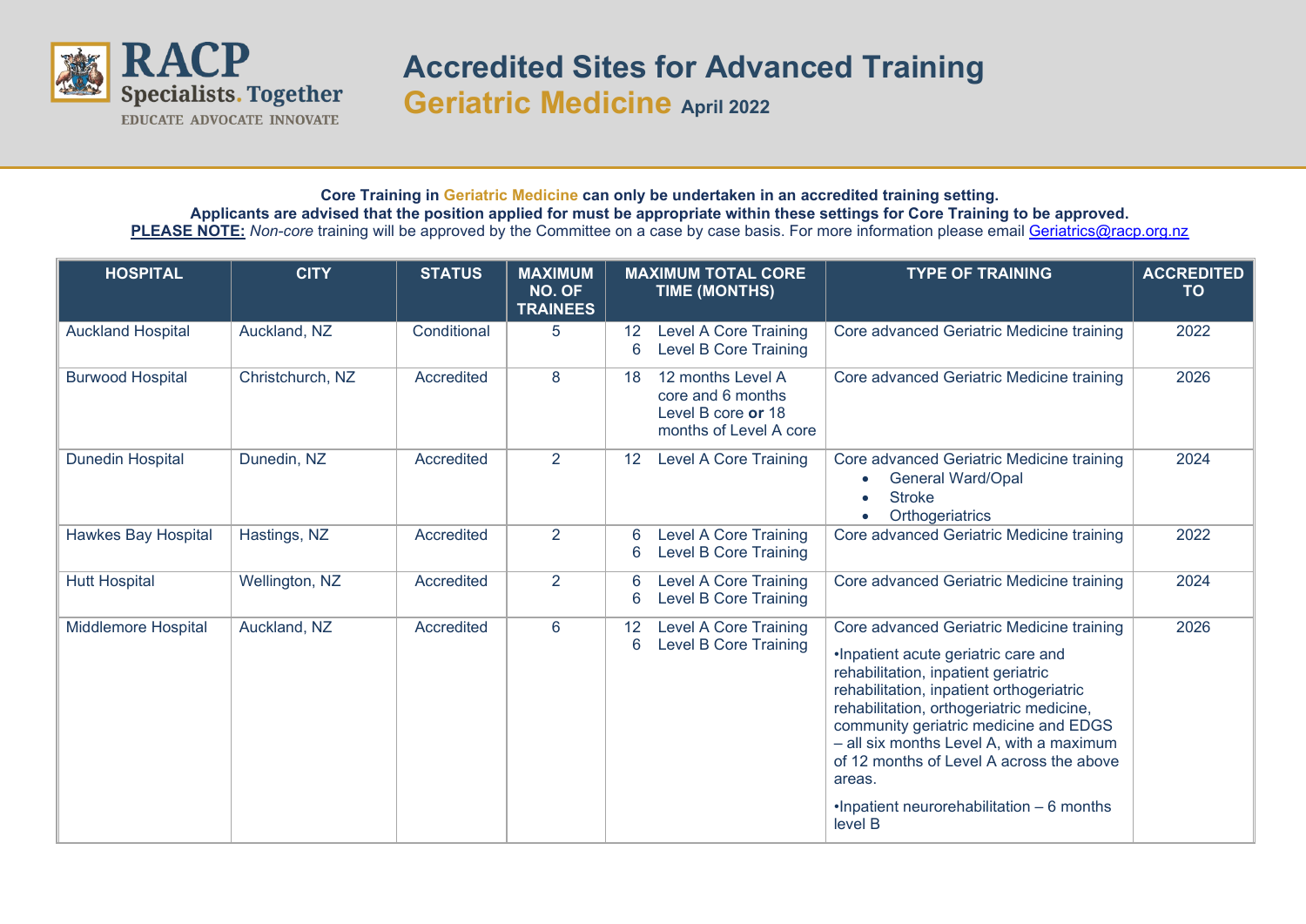# Accredited Sites for Advanced Training

## Geriatric Medicine April 2022

**Core Training in Geriatric Medicine can only be undertaken in an accredited training setting.**
**Applicants are advised that the position applied for must be appropriate within these settings for Core Training to be approved.**
**PLEASE NOTE:** *Non-core* training will be approved by the Committee on a case by case basis. For more information please email Geriatrics@racp.org.nz

| HOSPITAL | CITY | STATUS | MAXIMUM NO. OF TRAINEES | MAXIMUM TOTAL CORE TIME (MONTHS) | TYPE OF TRAINING | ACCREDITED TO |
|---|---|---|---|---|---|---|
| Auckland Hospital | Auckland, NZ | Conditional | 5 | 12 Level A Core Training<br>6 Level B Core Training | Core advanced Geriatric Medicine training | 2022 |
| Burwood Hospital | Christchurch, NZ | Accredited | 8 | 18 12 months Level A core and 6 months Level B core **or** 18 months of Level A core | Core advanced Geriatric Medicine training | 2026 |
| Dunedin Hospital | Dunedin, NZ | Accredited | 2 | 12 Level A Core Training | Core advanced Geriatric Medicine training<br>• General Ward/Opal<br>• Stroke<br>• Orthogeriatrics | 2024 |
| Hawkes Bay Hospital | Hastings, NZ | Accredited | 2 | 6 Level A Core Training<br>6 Level B Core Training | Core advanced Geriatric Medicine training | 2022 |
| Hutt Hospital | Wellington, NZ | Accredited | 2 | 6 Level A Core Training<br>6 Level B Core Training | Core advanced Geriatric Medicine training | 2024 |
| Middlemore Hospital | Auckland, NZ | Accredited | 6 | 12 Level A Core Training<br>6 Level B Core Training | Core advanced Geriatric Medicine training<br>•Inpatient acute geriatric care and rehabilitation, inpatient geriatric rehabilitation, inpatient orthogeriatric rehabilitation, orthogeriatric medicine, community geriatric medicine and EDGS – all six months Level A, with a maximum of 12 months of Level A across the above areas.<br>•Inpatient neurorehabilitation – 6 months level B | 2026 |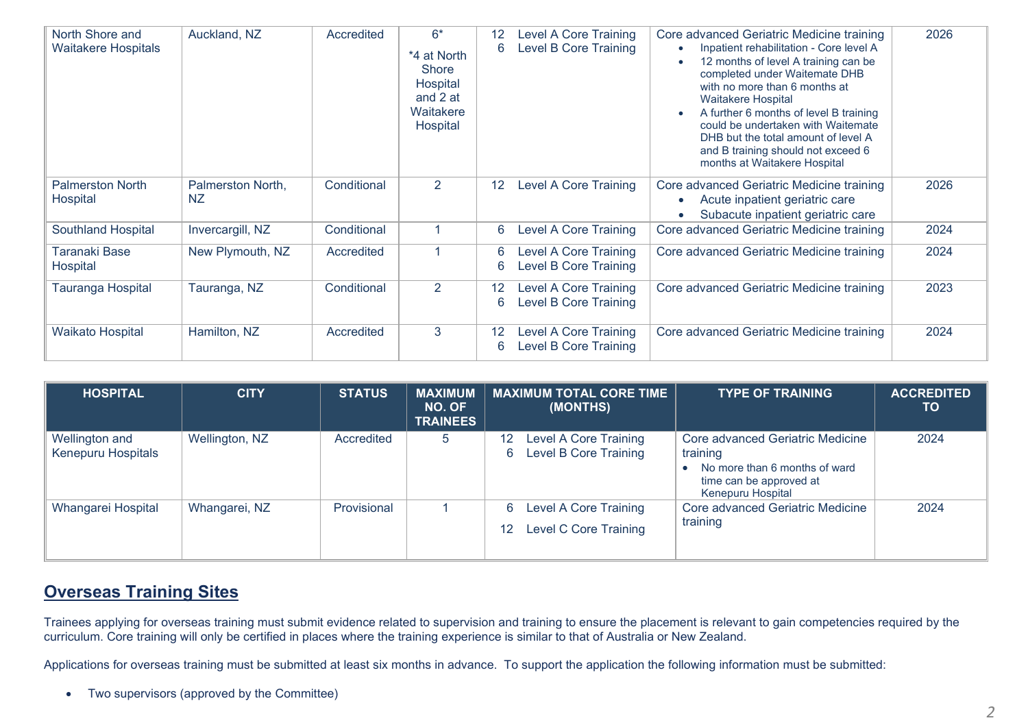| HOSPITAL | CITY | STATUS | MAXIMUM NO. OF TRAINEES | MAXIMUM TOTAL CORE TIME (MONTHS) | TYPE OF TRAINING | ACCREDITED TO |
|---|---|---|---|---|---|---|
| North Shore and Waitakere Hospitals | Auckland, NZ | Accredited | 6* <br> *4 at North Shore Hospital and 2 at Waitakere Hospital | 12 Level A Core Training <br> 6 Level B Core Training | Core advanced Geriatric Medicine training <br> • Inpatient rehabilitation - Core level A <br> • 12 months of level A training can be completed under Waitemate DHB with no more than 6 months at Waitakere Hospital <br> • A further 6 months of level B training could be undertaken with Waitemate DHB but the total amount of level A and B training should not exceed 6 months at Waitakere Hospital | 2026 |
| Palmerston North Hospital | Palmerston North, NZ | Conditional | 2 | 12 Level A Core Training | Core advanced Geriatric Medicine training <br> • Acute inpatient geriatric care <br> • Subacute inpatient geriatric care | 2026 |
| Southland Hospital | Invercargill, NZ | Conditional | 1 | 6 Level A Core Training | Core advanced Geriatric Medicine training | 2024 |
| Taranaki Base Hospital | New Plymouth, NZ | Accredited | 1 | 6 Level A Core Training <br> 6 Level B Core Training | Core advanced Geriatric Medicine training | 2024 |
| Tauranga Hospital | Tauranga, NZ | Conditional | 2 | 12 Level A Core Training <br> 6 Level B Core Training | Core advanced Geriatric Medicine training | 2023 |
| Waikato Hospital | Hamilton, NZ | Accredited | 3 | 12 Level A Core Training <br> 6 Level B Core Training | Core advanced Geriatric Medicine training | 2024 |
| Wellington and Kenepuru Hospitals | Wellington, NZ | Accredited | 5 | 12 Level A Core Training <br> 6 Level B Core Training | Core advanced Geriatric Medicine training <br> • No more than 6 months of ward time can be approved at Kenepuru Hospital | 2024 |
| Whangarei Hospital | Whangarei, NZ | Provisional | 1 | 6 Level A Core Training <br> 12 Level C Core Training | Core advanced Geriatric Medicine training | 2024 |

## Overseas Training Sites

Trainees applying for overseas training must submit evidence related to supervision and training to ensure the placement is relevant to gain competencies required by the curriculum. Core training will only be certified in places where the training experience is similar to that of Australia or New Zealand.

Applications for overseas training must be submitted at least six months in advance. To support the application the following information must be submitted:

- Two supervisors (approved by the Committee)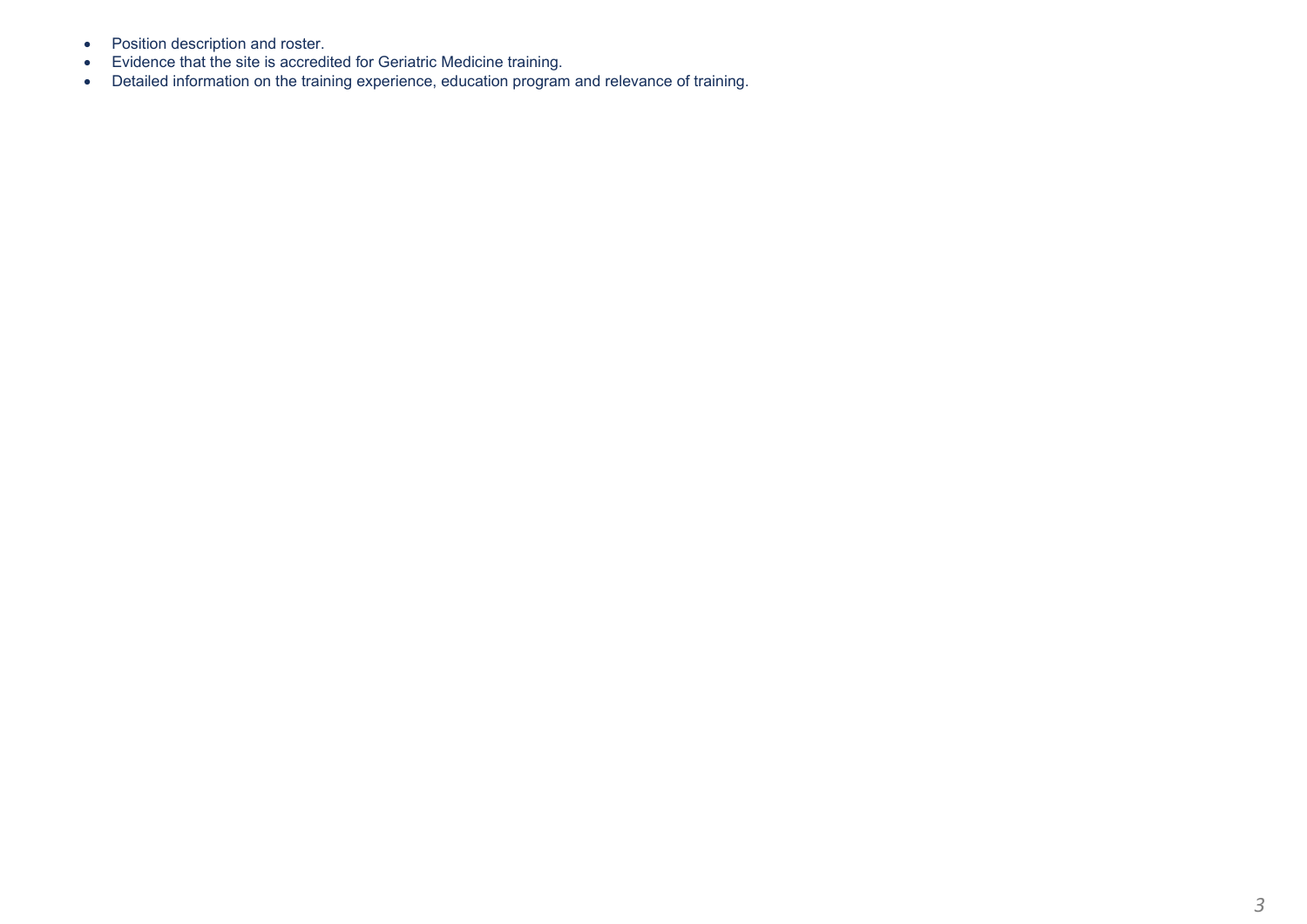- Position description and roster.
- Evidence that the site is accredited for Geriatric Medicine training.
- Detailed information on the training experience, education program and relevance of training.